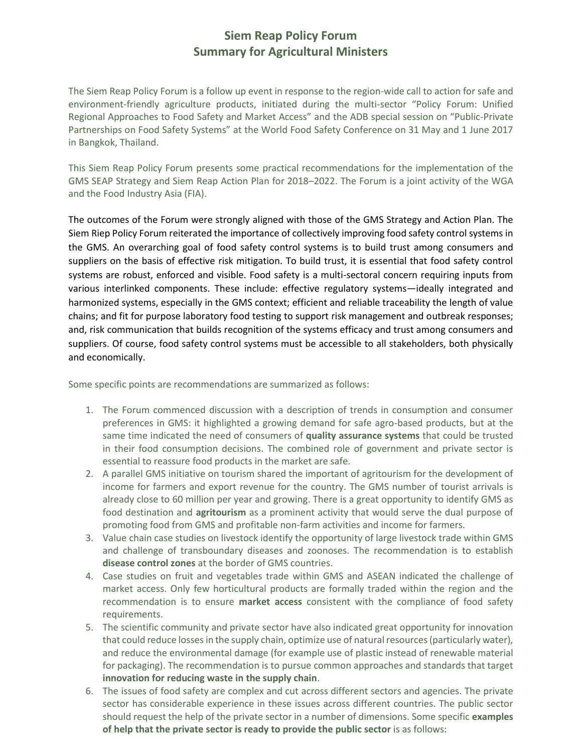# Siem Reap Policy Forum
# Summary for Agricultural Ministers

The Siem Reap Policy Forum is a follow up event in response to the region-wide call to action for safe and environment-friendly agriculture products, initiated during the multi-sector "Policy Forum: Unified Regional Approaches to Food Safety and Market Access" and the ADB special session on "Public-Private Partnerships on Food Safety Systems" at the World Food Safety Conference on 31 May and 1 June 2017 in Bangkok, Thailand.

This Siem Reap Policy Forum presents some practical recommendations for the implementation of the GMS SEAP Strategy and Siem Reap Action Plan for 2018–2022. The Forum is a joint activity of the WGA and the Food Industry Asia (FIA).

The outcomes of the Forum were strongly aligned with those of the GMS Strategy and Action Plan. The Siem Riep Policy Forum reiterated the importance of collectively improving food safety control systems in the GMS. An overarching goal of food safety control systems is to build trust among consumers and suppliers on the basis of effective risk mitigation. To build trust, it is essential that food safety control systems are robust, enforced and visible. Food safety is a multi-sectoral concern requiring inputs from various interlinked components. These include: effective regulatory systems—ideally integrated and harmonized systems, especially in the GMS context; efficient and reliable traceability the length of value chains; and fit for purpose laboratory food testing to support risk management and outbreak responses; and, risk communication that builds recognition of the systems efficacy and trust among consumers and suppliers. Of course, food safety control systems must be accessible to all stakeholders, both physically and economically.

Some specific points are recommendations are summarized as follows:

1. The Forum commenced discussion with a description of trends in consumption and consumer preferences in GMS: it highlighted a growing demand for safe agro-based products, but at the same time indicated the need of consumers of **quality assurance systems** that could be trusted in their food consumption decisions. The combined role of government and private sector is essential to reassure food products in the market are safe.
2. A parallel GMS initiative on tourism shared the important of agritourism for the development of income for farmers and export revenue for the country. The GMS number of tourist arrivals is already close to 60 million per year and growing. There is a great opportunity to identify GMS as food destination and **agritourism** as a prominent activity that would serve the dual purpose of promoting food from GMS and profitable non-farm activities and income for farmers.
3. Value chain case studies on livestock identify the opportunity of large livestock trade within GMS and challenge of transboundary diseases and zoonoses. The recommendation is to establish **disease control zones** at the border of GMS countries.
4. Case studies on fruit and vegetables trade within GMS and ASEAN indicated the challenge of market access. Only few horticultural products are formally traded within the region and the recommendation is to ensure **market access** consistent with the compliance of food safety requirements.
5. The scientific community and private sector have also indicated great opportunity for innovation that could reduce losses in the supply chain, optimize use of natural resources (particularly water), and reduce the environmental damage (for example use of plastic instead of renewable material for packaging). The recommendation is to pursue common approaches and standards that target **innovation for reducing waste in the supply chain**.
6. The issues of food safety are complex and cut across different sectors and agencies. The private sector has considerable experience in these issues across different countries. The public sector should request the help of the private sector in a number of dimensions. Some specific **examples of help that the private sector is ready to provide the public sector** is as follows: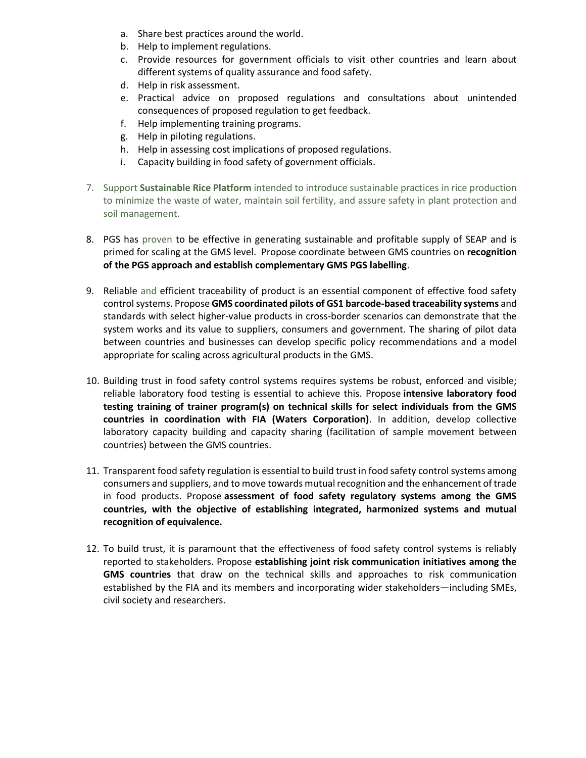a. Share best practices around the world.
   b. Help to implement regulations.
   c. Provide resources for government officials to visit other countries and learn about different systems of quality assurance and food safety.
   d. Help in risk assessment.
   e. Practical advice on proposed regulations and consultations about unintended consequences of proposed regulation to get feedback.
   f. Help implementing training programs.
   g. Help in piloting regulations.
   h. Help in assessing cost implications of proposed regulations.
   i. Capacity building in food safety of government officials.

7. Support **Sustainable Rice Platform** intended to introduce sustainable practices in rice production to minimize the waste of water, maintain soil fertility, and assure safety in plant protection and soil management.

8. PGS has proven to be effective in generating sustainable and profitable supply of SEAP and is primed for scaling at the GMS level. Propose coordinate between GMS countries on **recognition of the PGS approach and establish complementary GMS PGS labelling**.

9. Reliable and efficient traceability of product is an essential component of effective food safety control systems. Propose **GMS coordinated pilots of GS1 barcode-based traceability systems** and standards with select higher-value products in cross-border scenarios can demonstrate that the system works and its value to suppliers, consumers and government. The sharing of pilot data between countries and businesses can develop specific policy recommendations and a model appropriate for scaling across agricultural products in the GMS.

10. Building trust in food safety control systems requires systems be robust, enforced and visible; reliable laboratory food testing is essential to achieve this. Propose **intensive laboratory food testing training of trainer program(s) on technical skills for select individuals from the GMS countries in coordination with FIA (Waters Corporation)**. In addition, develop collective laboratory capacity building and capacity sharing (facilitation of sample movement between countries) between the GMS countries.

11. Transparent food safety regulation is essential to build trust in food safety control systems among consumers and suppliers, and to move towards mutual recognition and the enhancement of trade in food products. Propose **assessment of food safety regulatory systems among the GMS countries, with the objective of establishing integrated, harmonized systems and mutual recognition of equivalence.**

12. To build trust, it is paramount that the effectiveness of food safety control systems is reliably reported to stakeholders. Propose **establishing joint risk communication initiatives among the GMS countries** that draw on the technical skills and approaches to risk communication established by the FIA and its members and incorporating wider stakeholders—including SMEs, civil society and researchers.